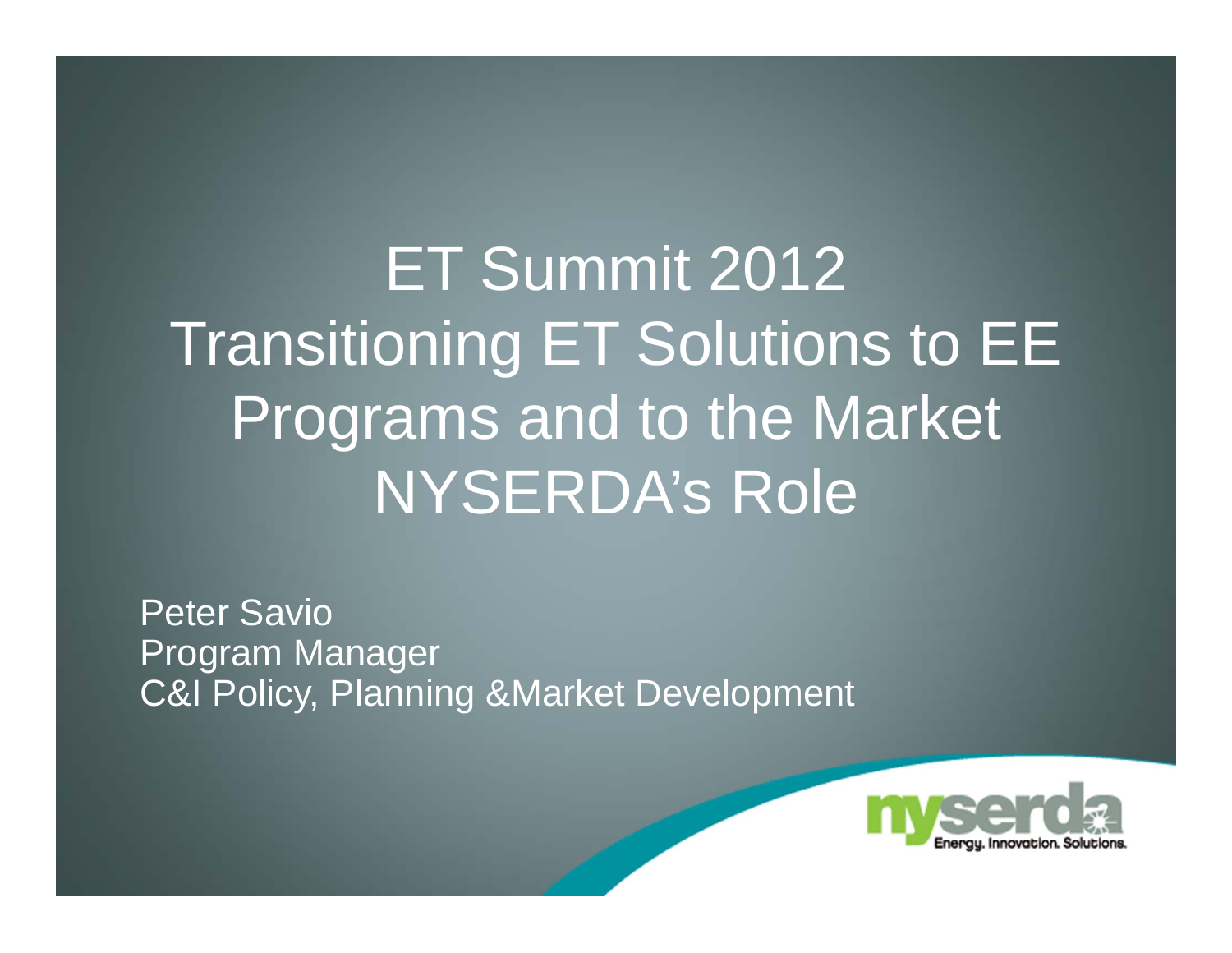# ET Summit 2012 Transitioning ET Solutions to EE Programs and to the Market NYSERDA's Role

Peter Savio
Program Manager
C&I Policy, Planning &Market Development

nyserda
Energy. Innovation. Solutions.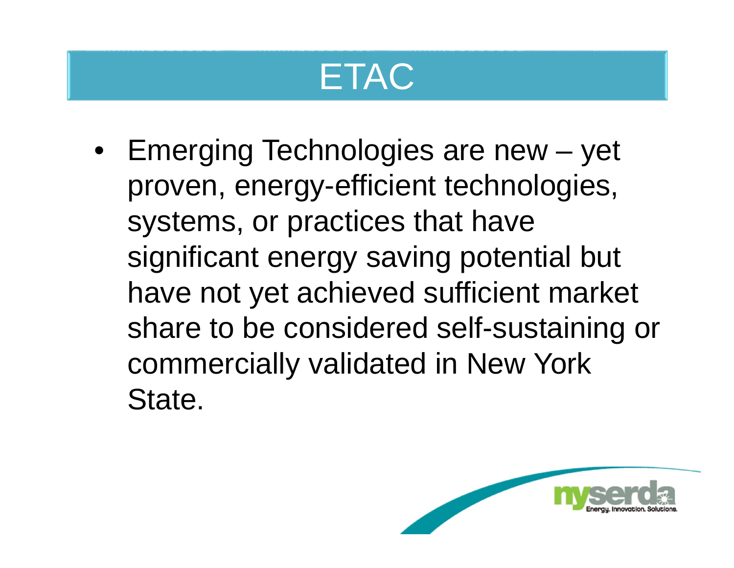# ETAC

- Emerging Technologies are new – yet proven, energy-efficient technologies, systems, or practices that have significant energy saving potential but have not yet achieved sufficient market share to be considered self-sustaining or commercially validated in New York State.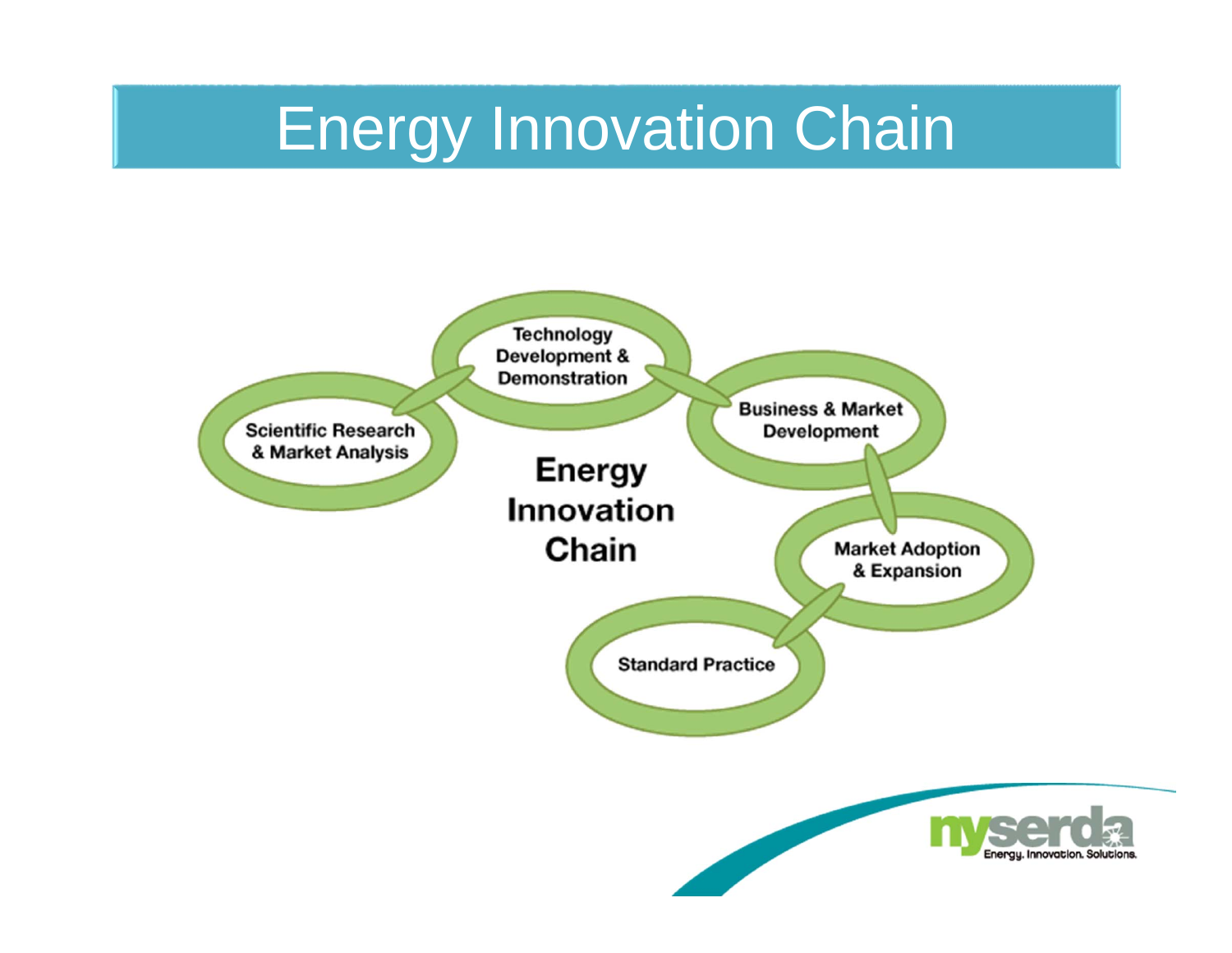# Energy Innovation Chain

Scientific Research & Market Analysis

Technology Development & Demonstration

Business & Market Development

Market Adoption & Expansion

Standard Practice

**Energy Innovation Chain**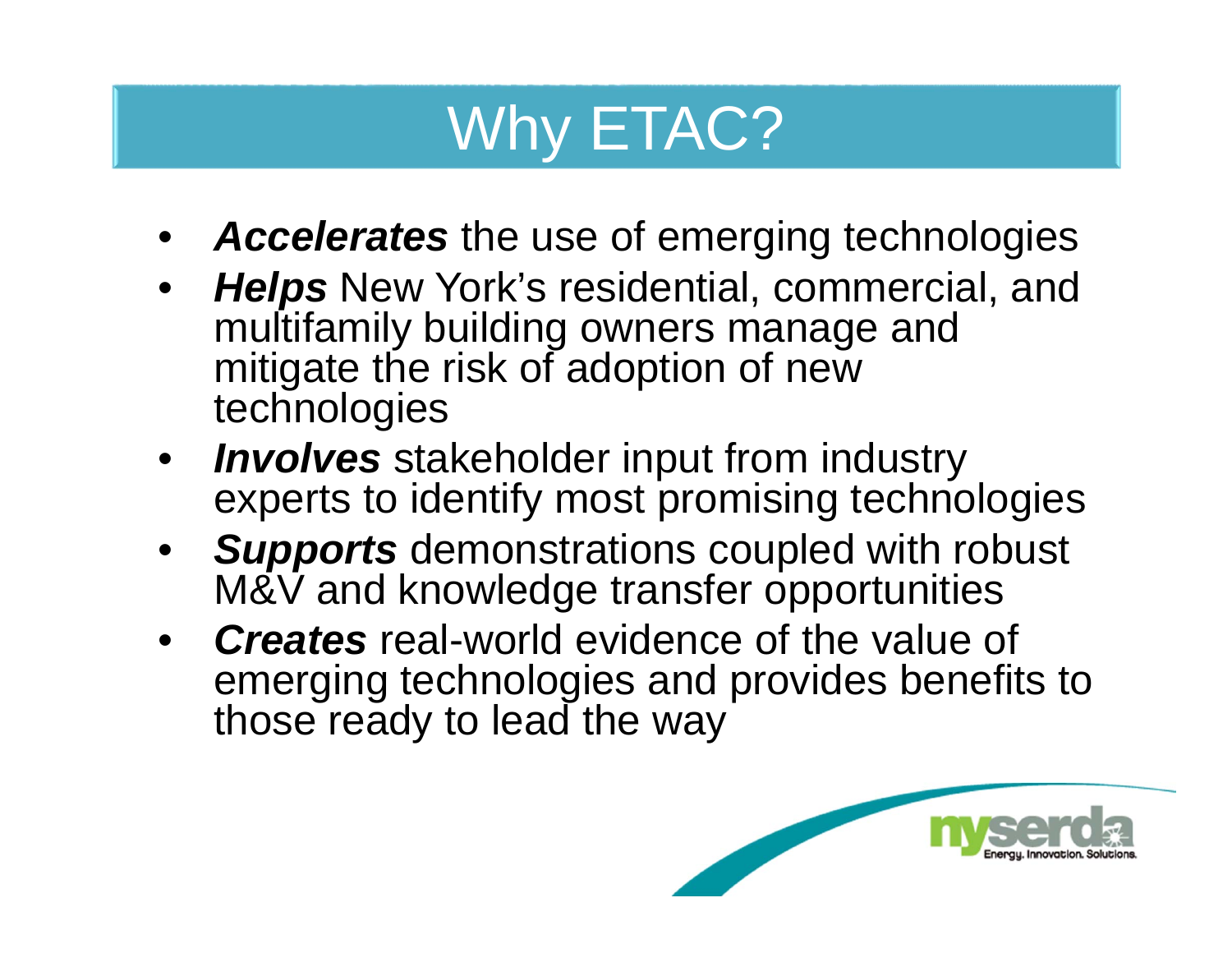# Why ETAC?

- ***Accelerates*** the use of emerging technologies
- ***Helps*** New York's residential, commercial, and multifamily building owners manage and mitigate the risk of adoption of new technologies
- ***Involves*** stakeholder input from industry experts to identify most promising technologies
- ***Supports*** demonstrations coupled with robust M&V and knowledge transfer opportunities
- ***Creates*** real-world evidence of the value of emerging technologies and provides benefits to those ready to lead the way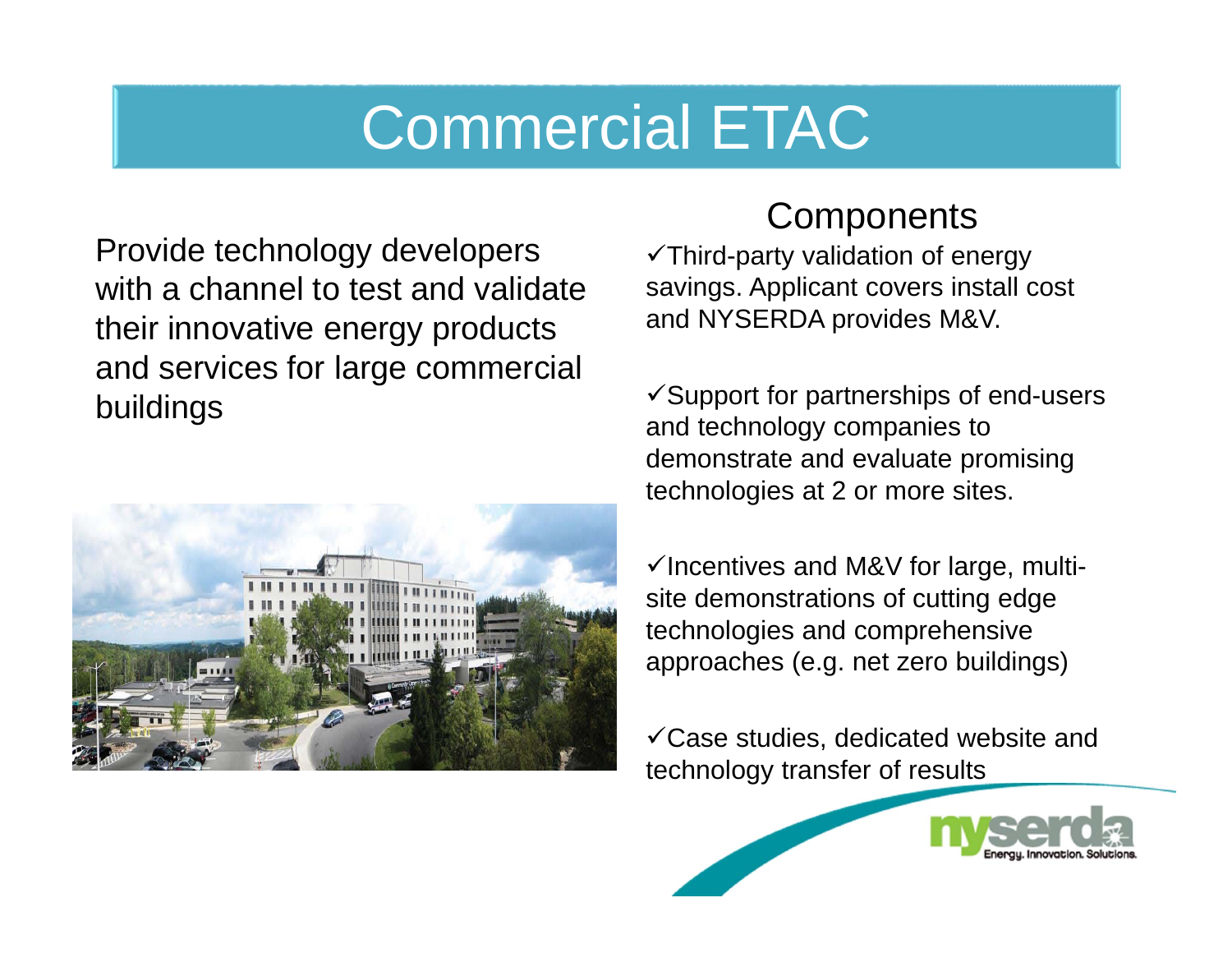# Commercial ETAC

Provide technology developers with a channel to test and validate their innovative energy products and services for large commercial buildings

## Components

- ✓Third-party validation of energy savings. Applicant covers install cost and NYSERDA provides M&V.
- ✓Support for partnerships of end-users and technology companies to demonstrate and evaluate promising technologies at 2 or more sites.
- ✓Incentives and M&V for large, multi-site demonstrations of cutting edge technologies and comprehensive approaches (e.g. net zero buildings)
- ✓Case studies, dedicated website and technology transfer of results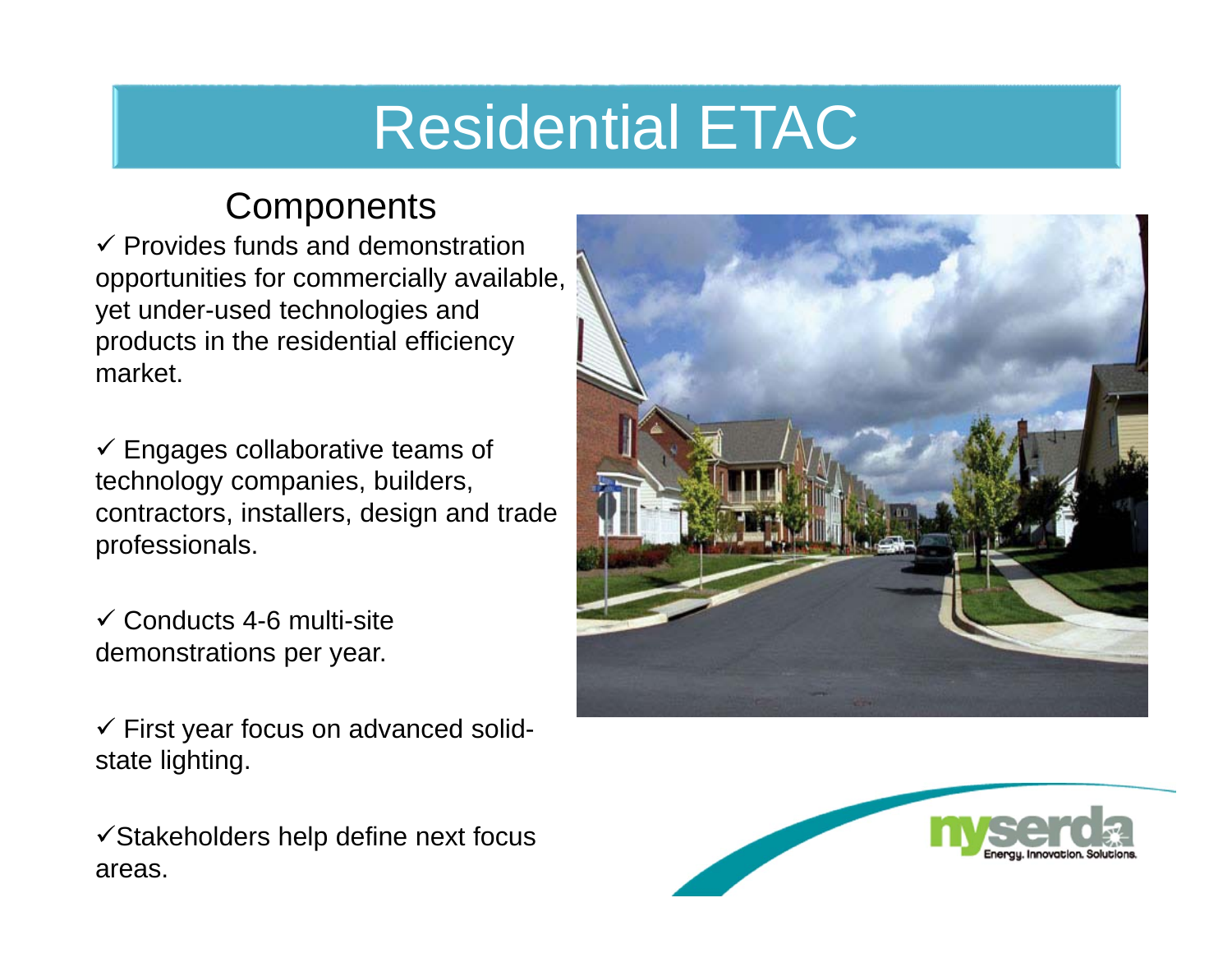# Residential ETAC

## Components

- ✓ Provides funds and demonstration opportunities for commercially available, yet under-used technologies and products in the residential efficiency market.
- ✓ Engages collaborative teams of technology companies, builders, contractors, installers, design and trade professionals.
- ✓ Conducts 4-6 multi-site demonstrations per year.
- ✓ First year focus on advanced solid-state lighting.
- ✓ Stakeholders help define next focus areas.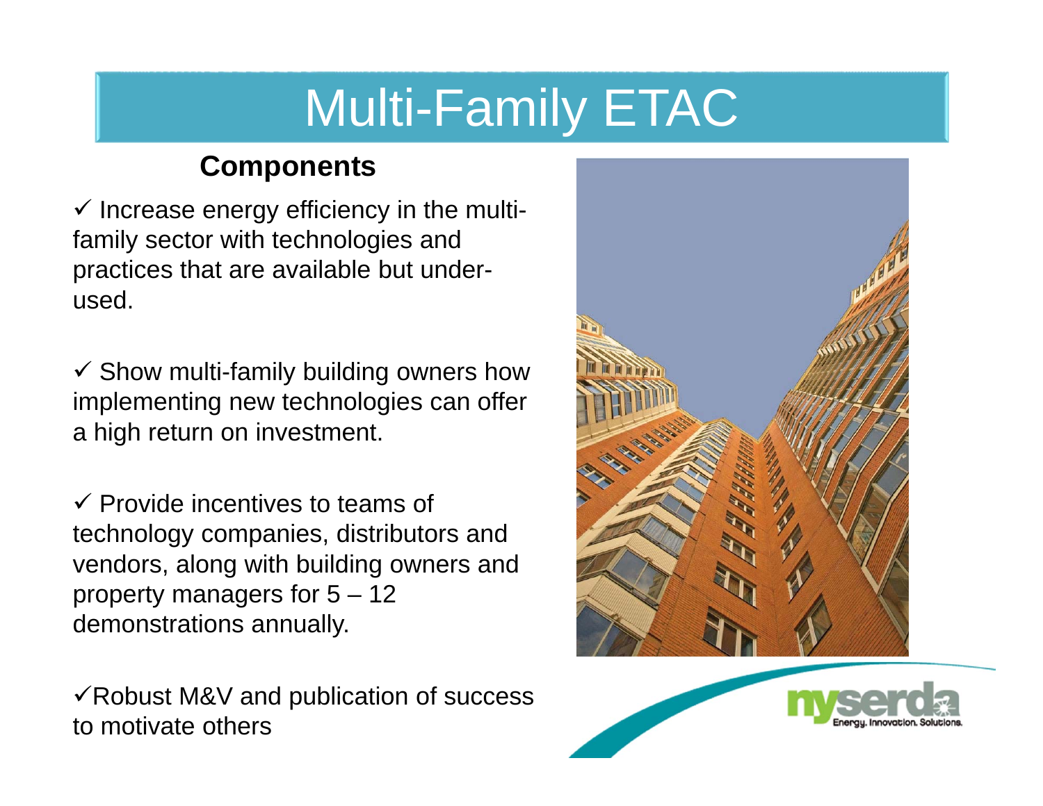# Multi-Family ETAC

## Components

- ✓ Increase energy efficiency in the multi-family sector with technologies and practices that are available but under-used.
- ✓ Show multi-family building owners how implementing new technologies can offer a high return on investment.
- ✓ Provide incentives to teams of technology companies, distributors and vendors, along with building owners and property managers for 5 – 12 demonstrations annually.
- ✓ Robust M&V and publication of success to motivate others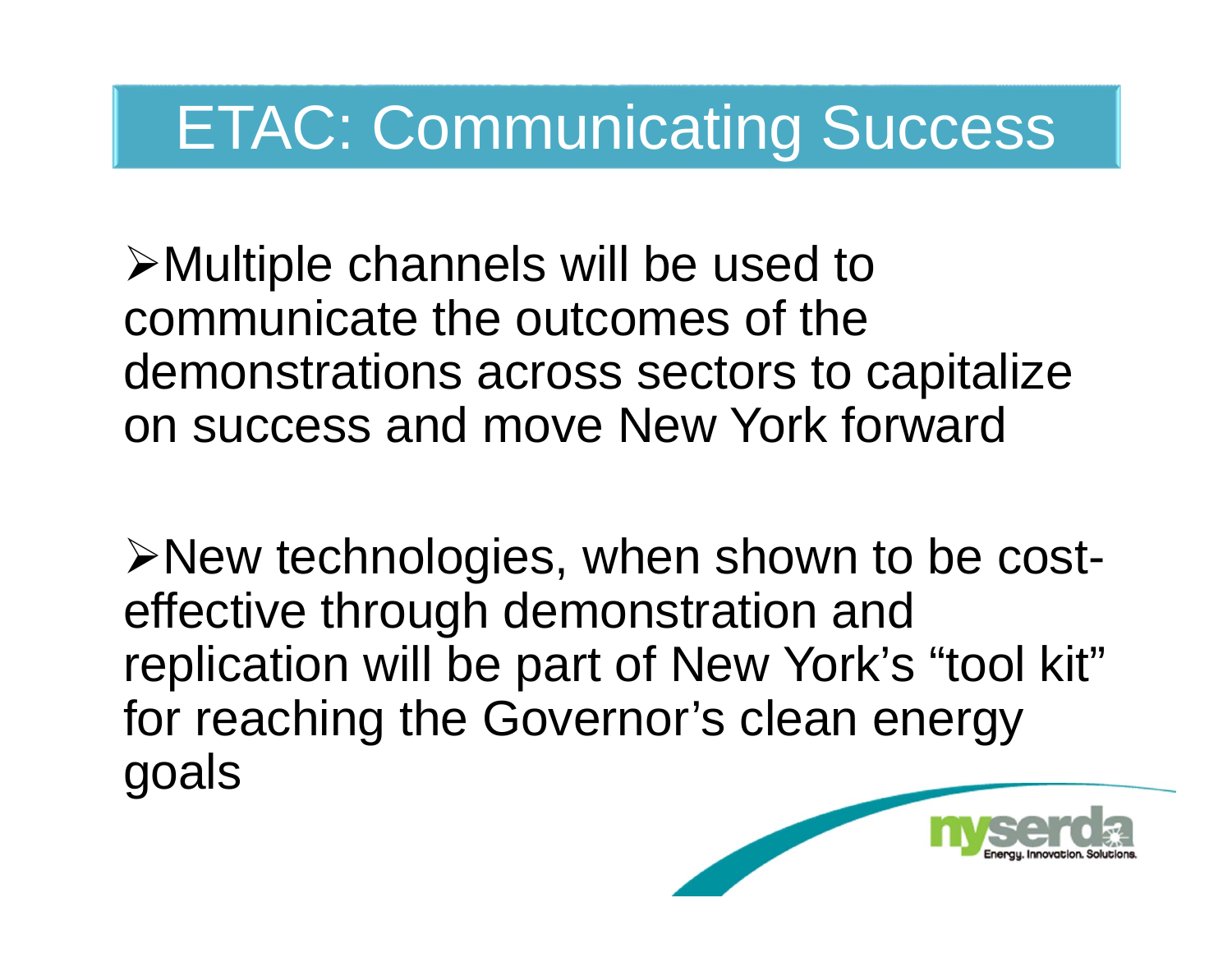# ETAC: Communicating Success

- Multiple channels will be used to communicate the outcomes of the demonstrations across sectors to capitalize on success and move New York forward

- New technologies, when shown to be cost-effective through demonstration and replication will be part of New York's "tool kit" for reaching the Governor's clean energy goals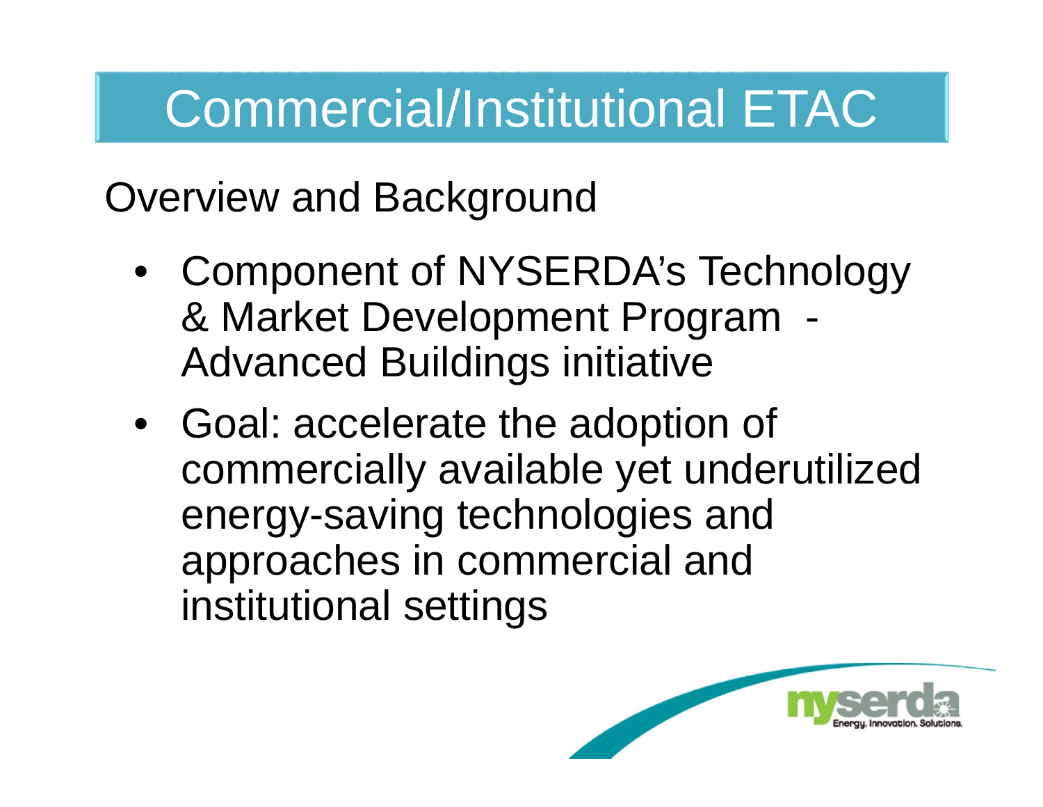# Commercial/Institutional ETAC

## Overview and Background

- Component of NYSERDA's Technology & Market Development Program - Advanced Buildings initiative
- Goal: accelerate the adoption of commercially available yet underutilized energy-saving technologies and approaches in commercial and institutional settings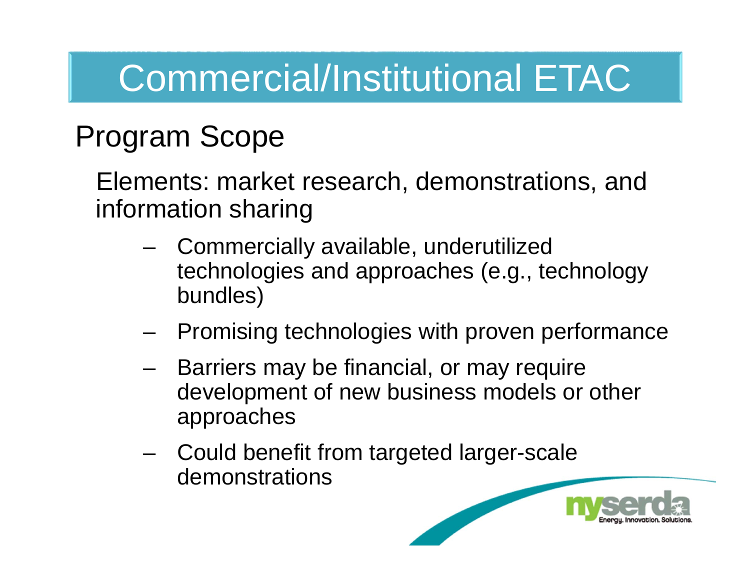# Commercial/Institutional ETAC

## Program Scope

Elements: market research, demonstrations, and information sharing

- Commercially available, underutilized technologies and approaches (e.g., technology bundles)
- Promising technologies with proven performance
- Barriers may be financial, or may require development of new business models or other approaches
- Could benefit from targeted larger-scale demonstrations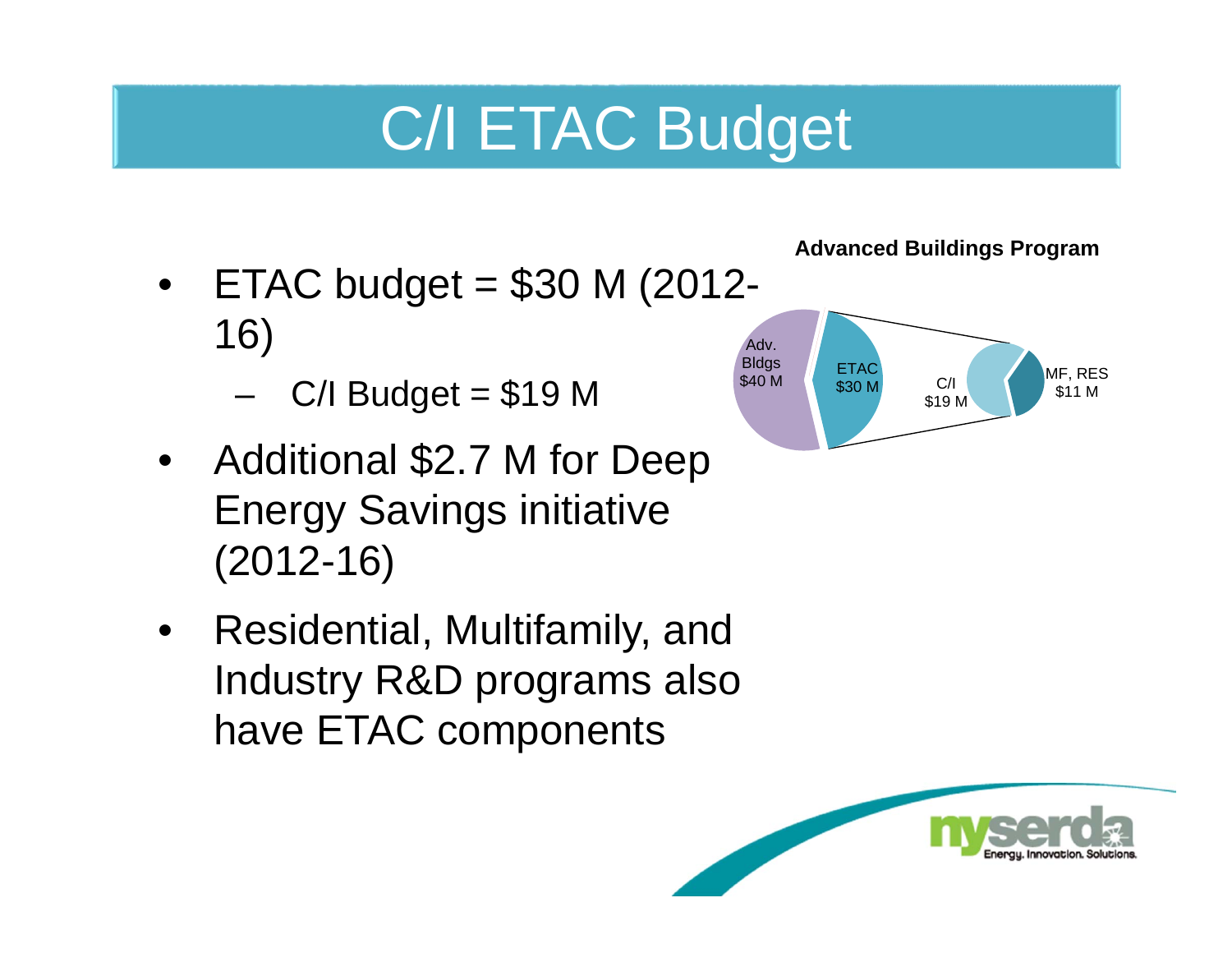# C/I ETAC Budget

- ETAC budget = $30 M (2012-16)
  - C/I Budget = $19 M
- Additional $2.7 M for Deep Energy Savings initiative (2012-16)
- Residential, Multifamily, and Industry R&D programs also have ETAC components

**Advanced Buildings Program**

Adv. Bldgs $40 M

ETAC $30 M

C/I $19 M

MF, RES $11 M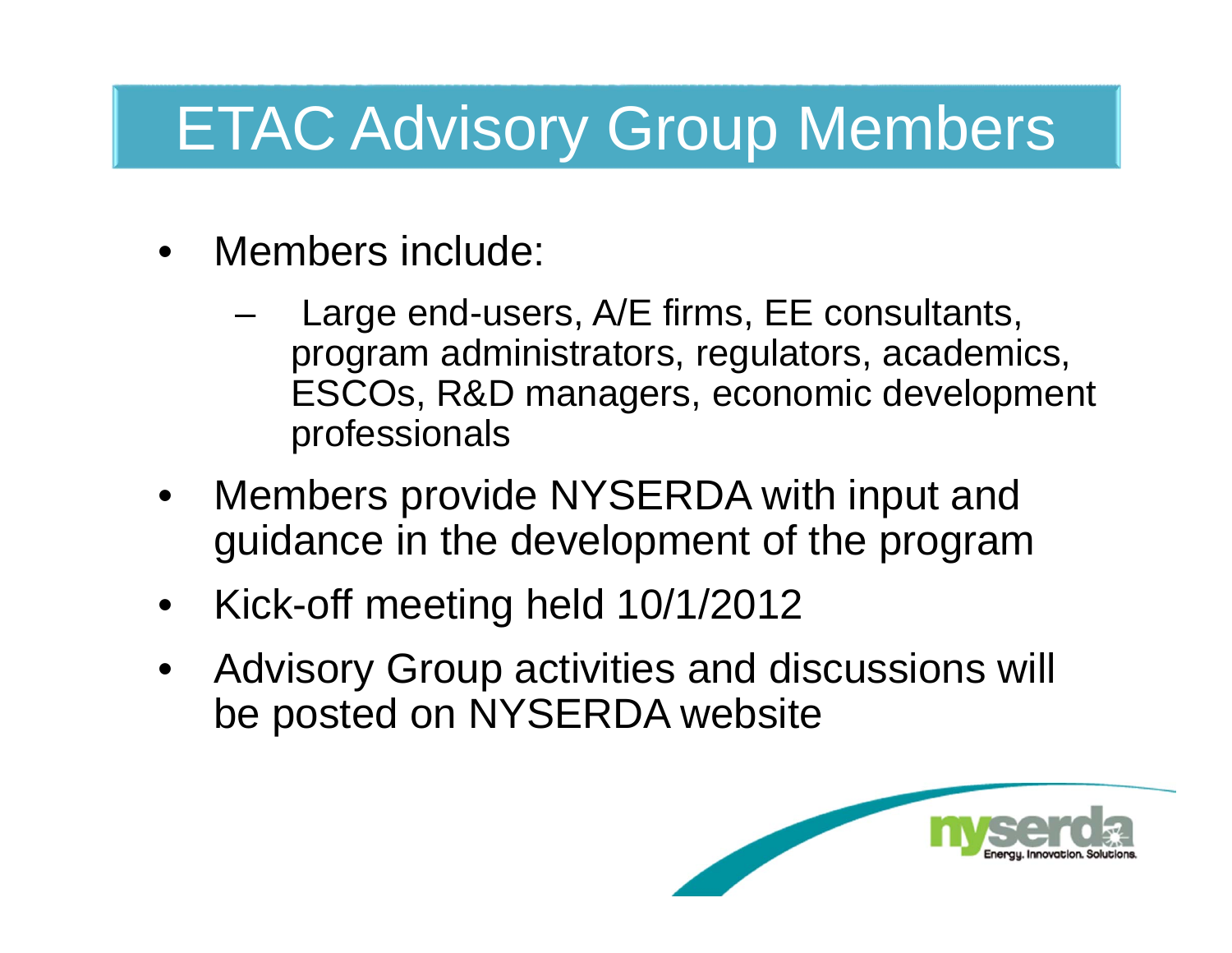# ETAC Advisory Group Members

- Members include:
  - Large end-users, A/E firms, EE consultants, program administrators, regulators, academics, ESCOs, R&D managers, economic development professionals
- Members provide NYSERDA with input and guidance in the development of the program
- Kick-off meeting held 10/1/2012
- Advisory Group activities and discussions will be posted on NYSERDA website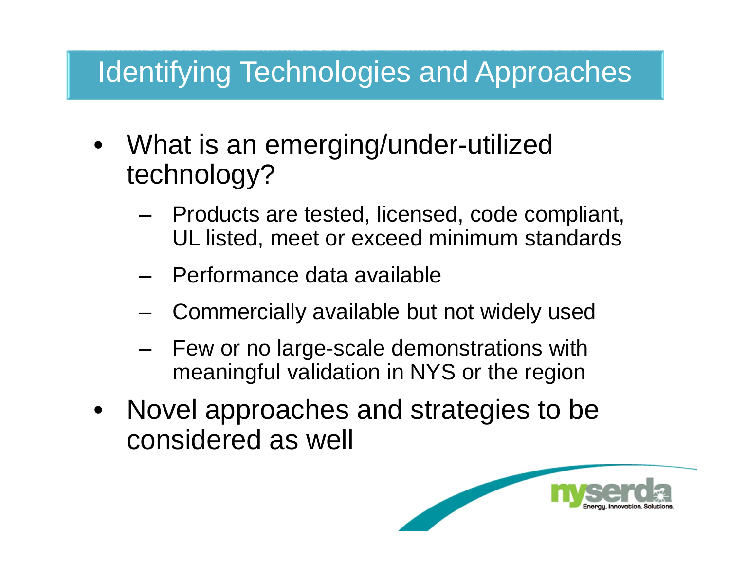# Identifying Technologies and Approaches

- What is an emerging/under-utilized technology?
  - Products are tested, licensed, code compliant, UL listed, meet or exceed minimum standards
  - Performance data available
  - Commercially available but not widely used
  - Few or no large-scale demonstrations with meaningful validation in NYS or the region
- Novel approaches and strategies to be considered as well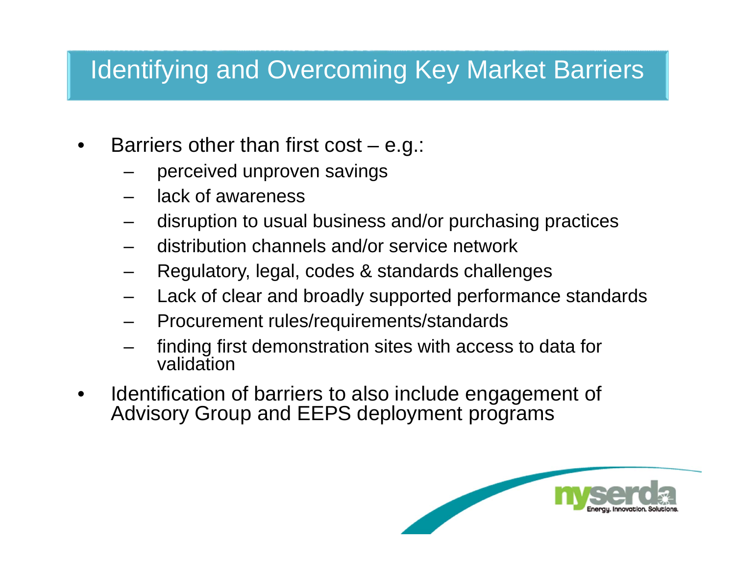# Identifying and Overcoming Key Market Barriers

- Barriers other than first cost – e.g.:
  - perceived unproven savings
  - lack of awareness
  - disruption to usual business and/or purchasing practices
  - distribution channels and/or service network
  - Regulatory, legal, codes & standards challenges
  - Lack of clear and broadly supported performance standards
  - Procurement rules/requirements/standards
  - finding first demonstration sites with access to data for validation
- Identification of barriers to also include engagement of Advisory Group and EEPS deployment programs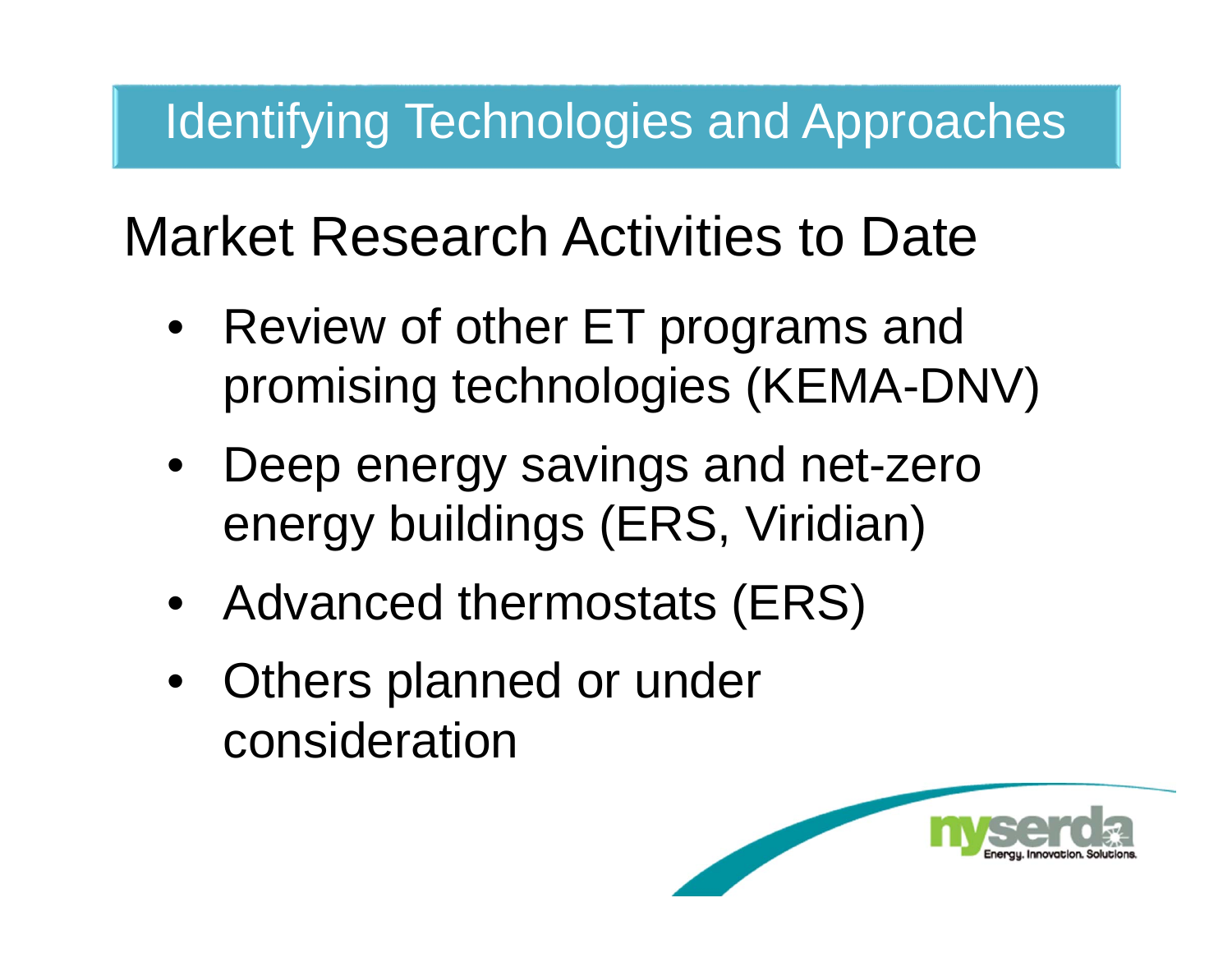# Identifying Technologies and Approaches

## Market Research Activities to Date

- Review of other ET programs and promising technologies (KEMA-DNV)
- Deep energy savings and net-zero energy buildings (ERS, Viridian)
- Advanced thermostats (ERS)
- Others planned or under consideration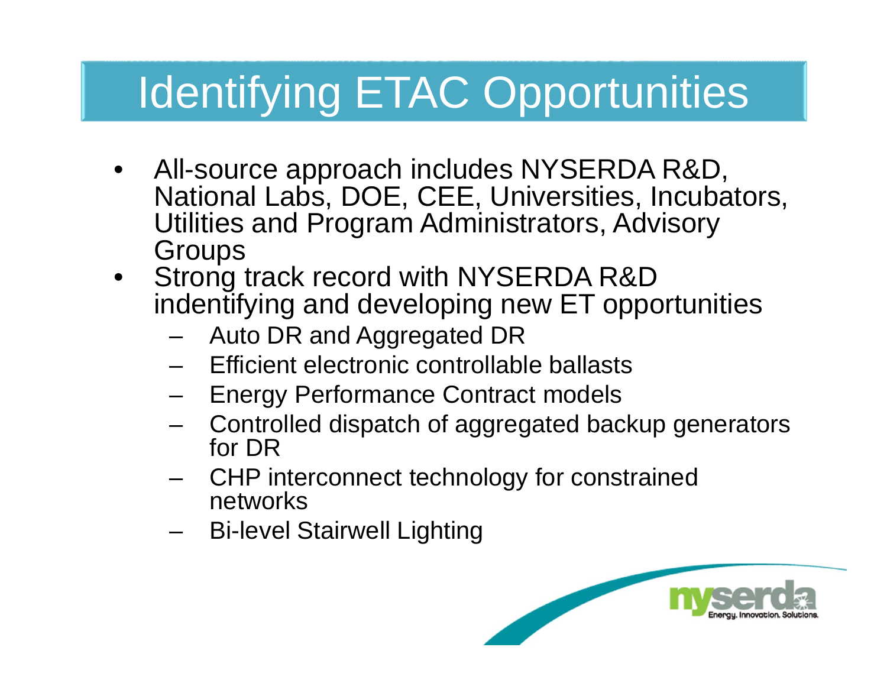# Identifying ETAC Opportunities

- All-source approach includes NYSERDA R&D, National Labs, DOE, CEE, Universities, Incubators, Utilities and Program Administrators, Advisory Groups
- Strong track record with NYSERDA R&D indentifying and developing new ET opportunities
  - Auto DR and Aggregated DR
  - Efficient electronic controllable ballasts
  - Energy Performance Contract models
  - Controlled dispatch of aggregated backup generators for DR
  - CHP interconnect technology for constrained networks
  - Bi-level Stairwell Lighting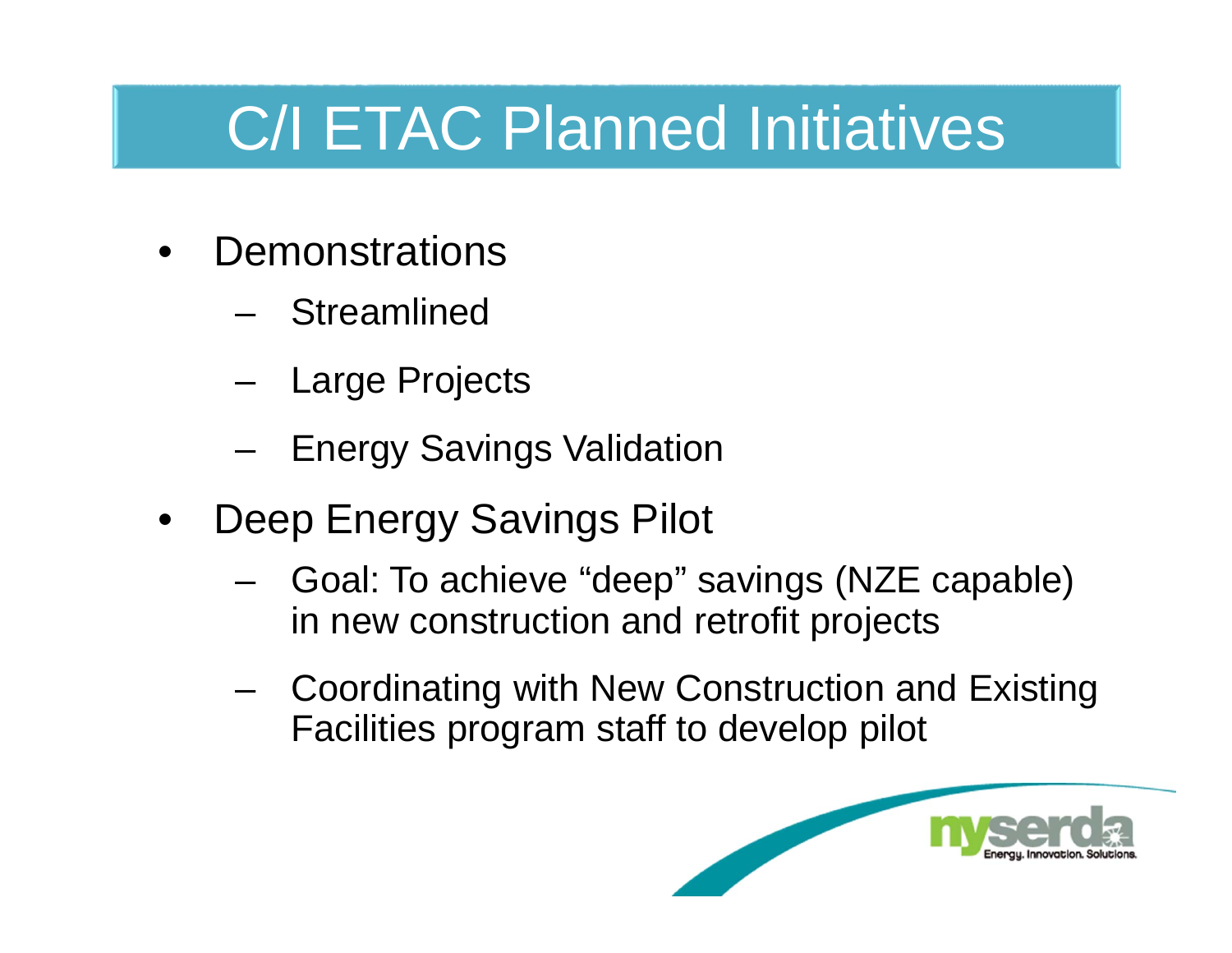# C/I ETAC Planned Initiatives

- Demonstrations
  - Streamlined
  - Large Projects
  - Energy Savings Validation
- Deep Energy Savings Pilot
  - Goal: To achieve “deep” savings (NZE capable) in new construction and retrofit projects
  - Coordinating with New Construction and Existing Facilities program staff to develop pilot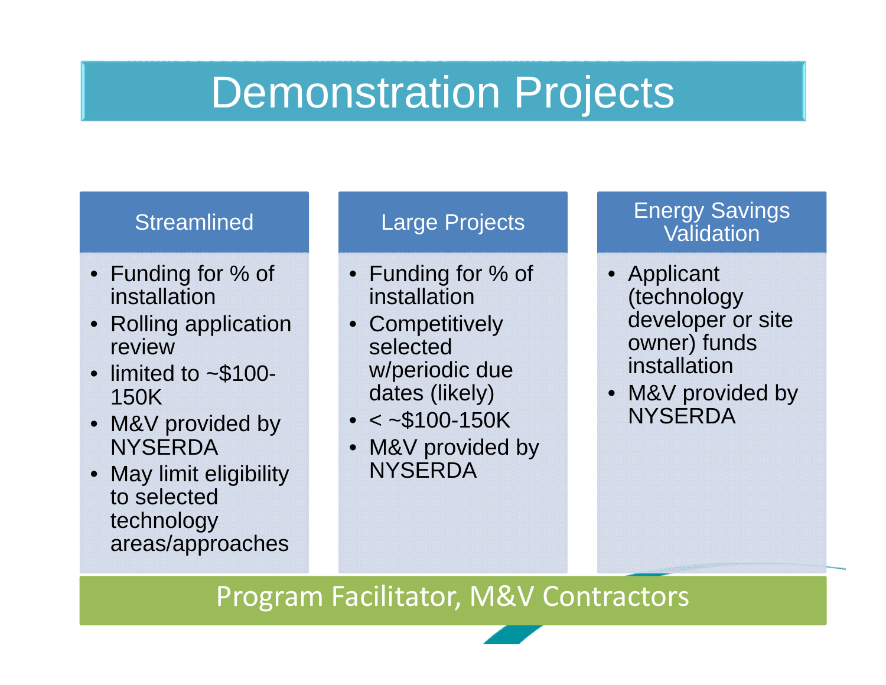# Demonstration Projects

## Streamlined

- Funding for % of installation
- Rolling application review
- limited to ~$100-150K
- M&V provided by NYSERDA
- May limit eligibility to selected technology areas/approaches

## Large Projects

- Funding for % of installation
- Competitively selected w/periodic due dates (likely)
- < ~$100-150K
- M&V provided by NYSERDA

## Energy Savings Validation

- Applicant (technology developer or site owner) funds installation
- M&V provided by NYSERDA

**Program Facilitator, M&V Contractors**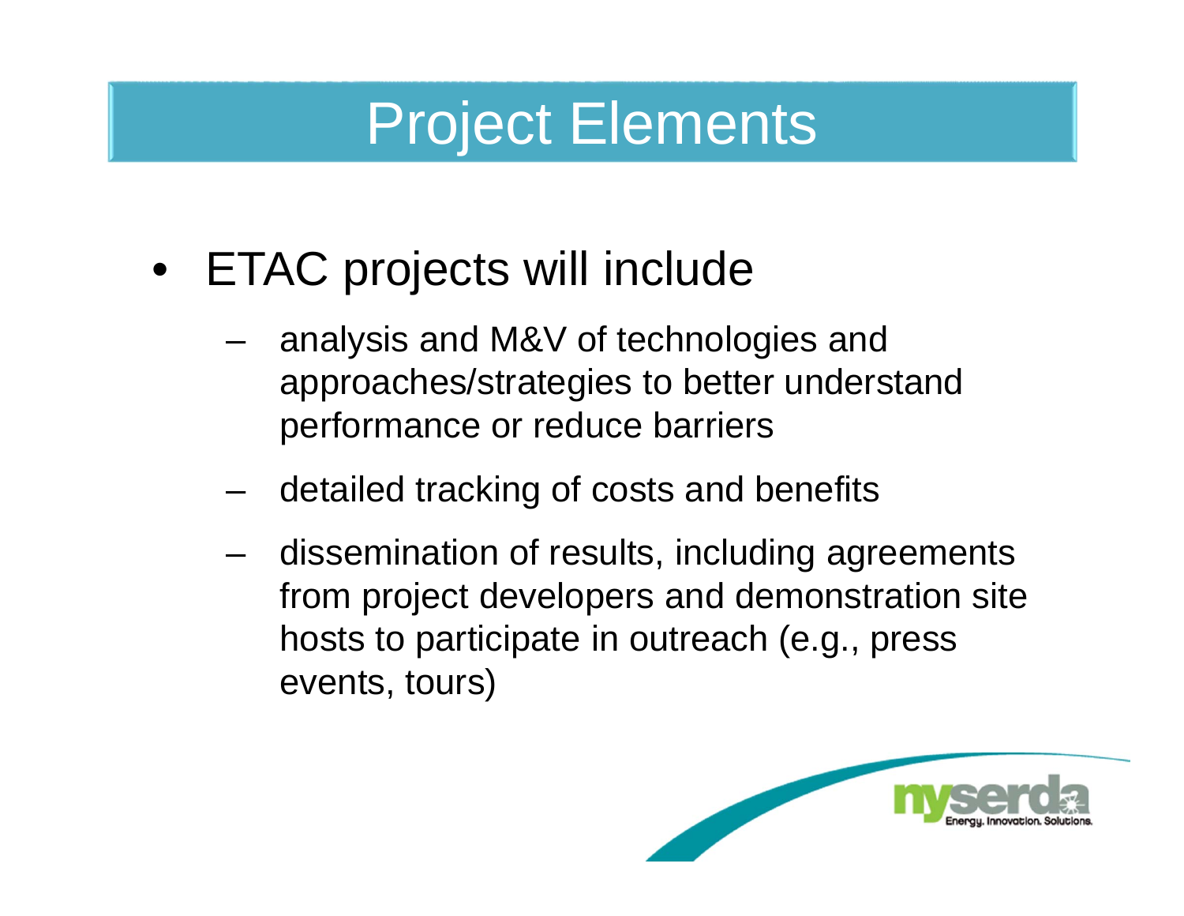# Project Elements

- ETAC projects will include
  - analysis and M&V of technologies and approaches/strategies to better understand performance or reduce barriers
  - detailed tracking of costs and benefits
  - dissemination of results, including agreements from project developers and demonstration site hosts to participate in outreach (e.g., press events, tours)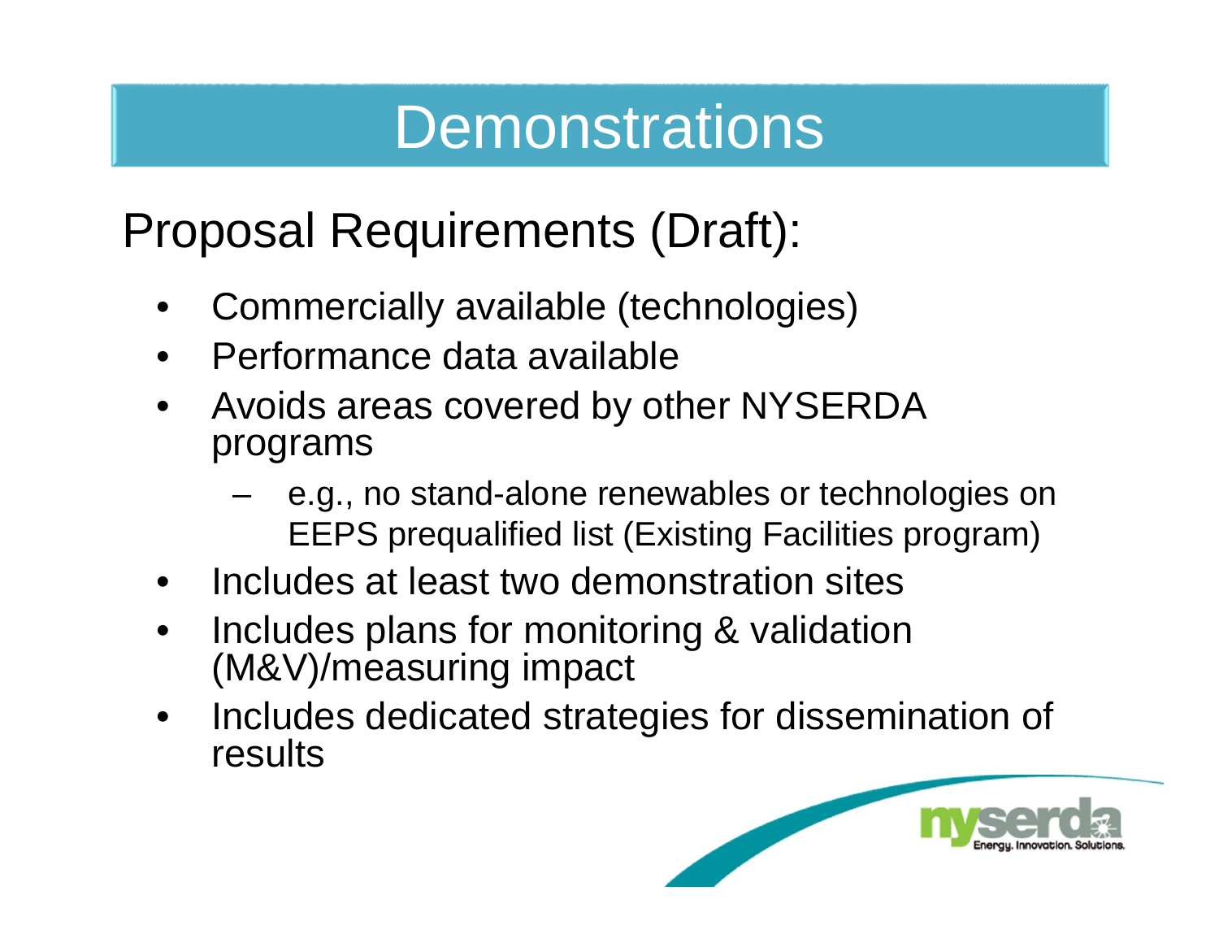# Demonstrations

## Proposal Requirements (Draft):

- Commercially available (technologies)
- Performance data available
- Avoids areas covered by other NYSERDA programs
  - e.g., no stand-alone renewables or technologies on EEPS prequalified list (Existing Facilities program)
- Includes at least two demonstration sites
- Includes plans for monitoring & validation (M&V)/measuring impact
- Includes dedicated strategies for dissemination of results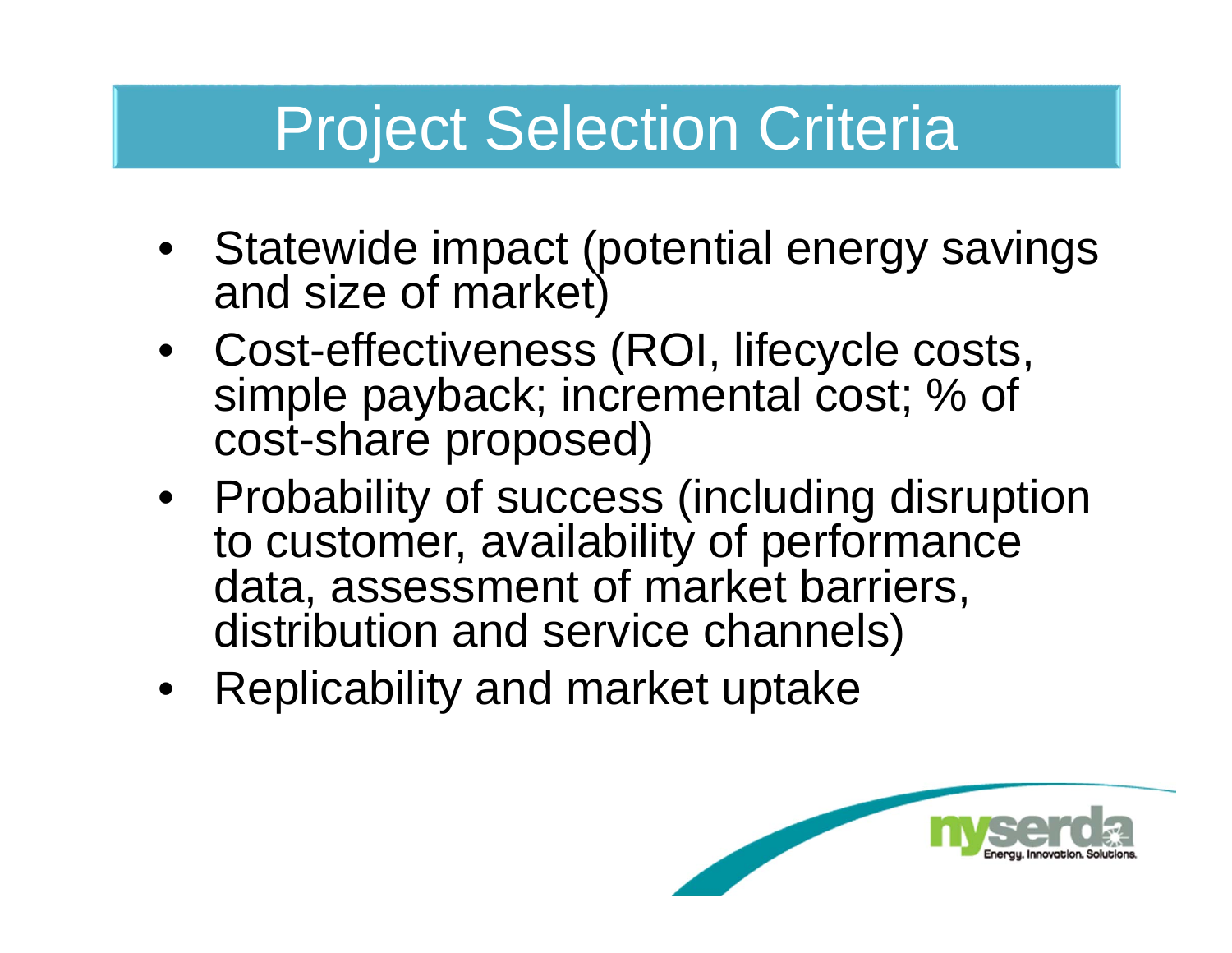# Project Selection Criteria

- Statewide impact (potential energy savings and size of market)
- Cost-effectiveness (ROI, lifecycle costs, simple payback; incremental cost; % of cost-share proposed)
- Probability of success (including disruption to customer, availability of performance data, assessment of market barriers, distribution and service channels)
- Replicability and market uptake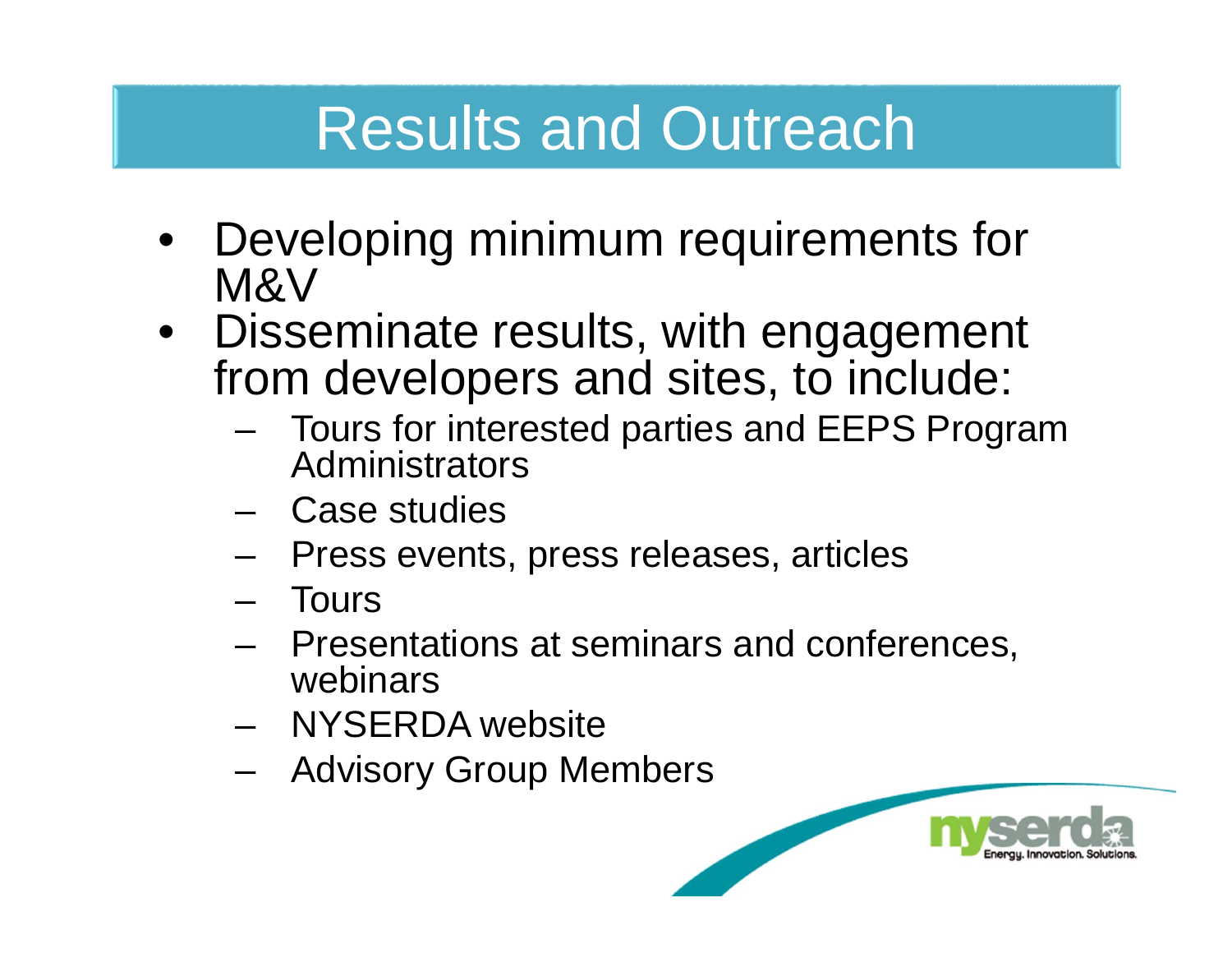# Results and Outreach

- Developing minimum requirements for M&V
- Disseminate results, with engagement from developers and sites, to include:
  - Tours for interested parties and EEPS Program Administrators
  - Case studies
  - Press events, press releases, articles
  - Tours
  - Presentations at seminars and conferences, webinars
  - NYSERDA website
  - Advisory Group Members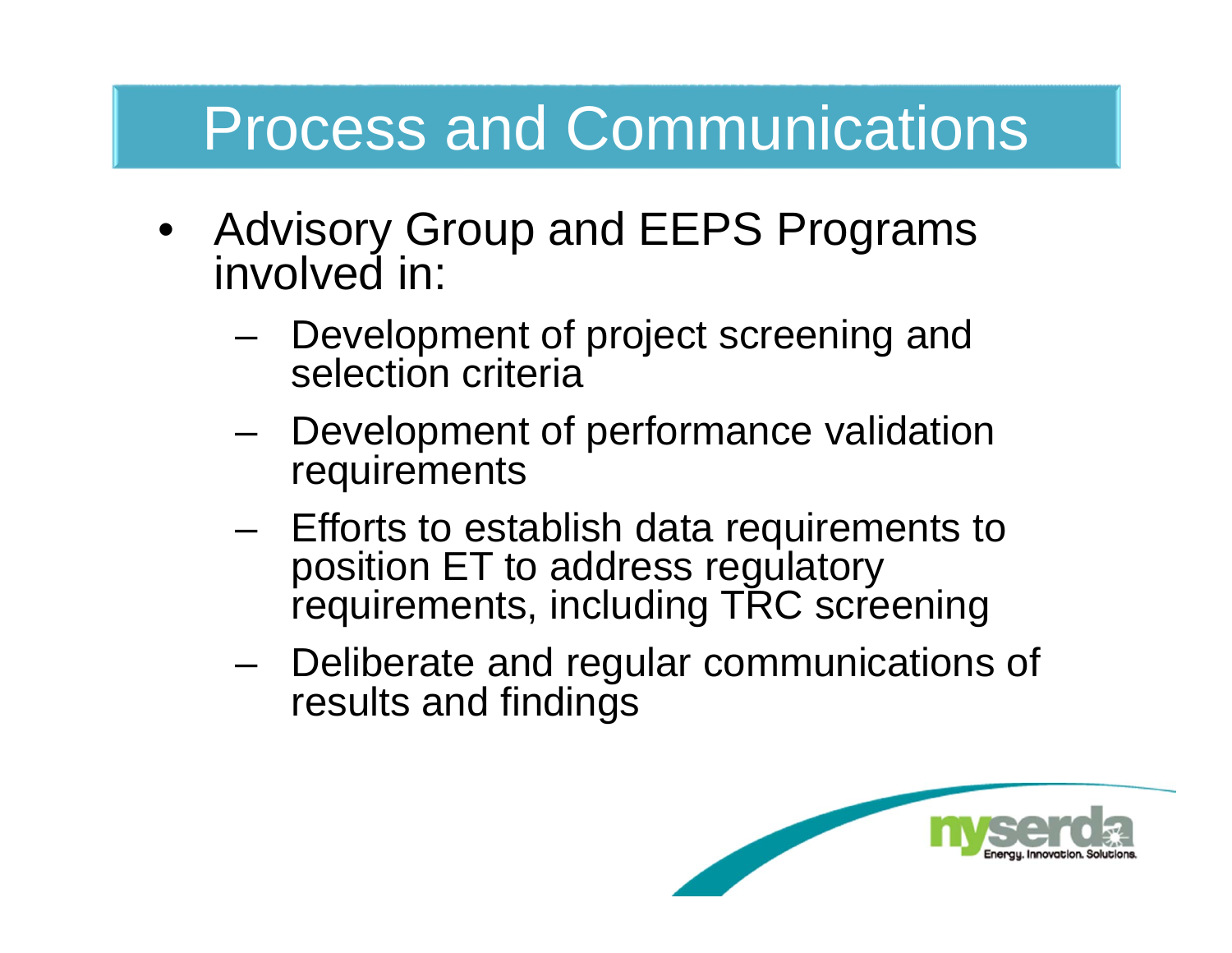# Process and Communications

- Advisory Group and EEPS Programs involved in:
  - Development of project screening and selection criteria
  - Development of performance validation requirements
  - Efforts to establish data requirements to position ET to address regulatory requirements, including TRC screening
  - Deliberate and regular communications of results and findings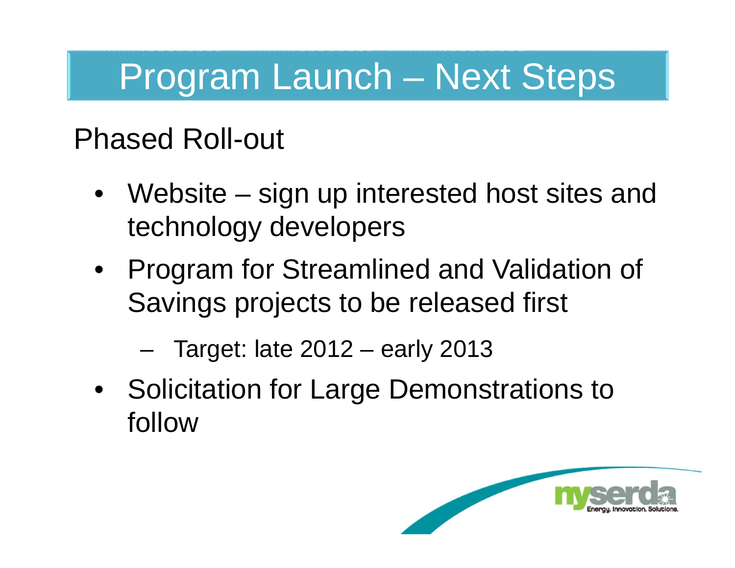# Program Launch – Next Steps

## Phased Roll-out

- Website – sign up interested host sites and technology developers
- Program for Streamlined and Validation of Savings projects to be released first
  - Target: late 2012 – early 2013
- Solicitation for Large Demonstrations to follow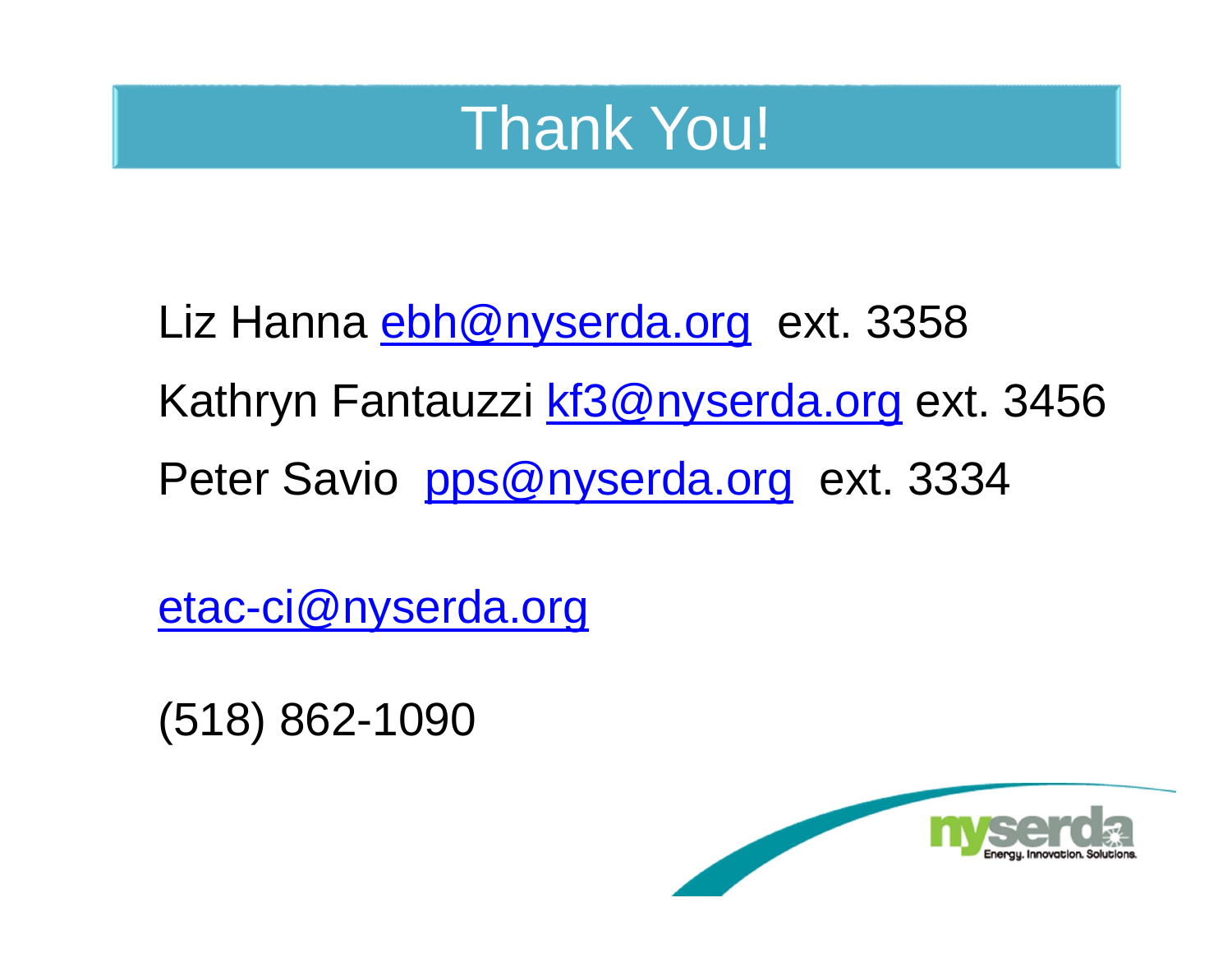# Thank You!

Liz Hanna ebh@nyserda.org ext. 3358

Kathryn Fantauzzi kf3@nyserda.org ext. 3456

Peter Savio pps@nyserda.org ext. 3334

etac-ci@nyserda.org

(518) 862-1090

nyserda Energy. Innovation. Solutions.